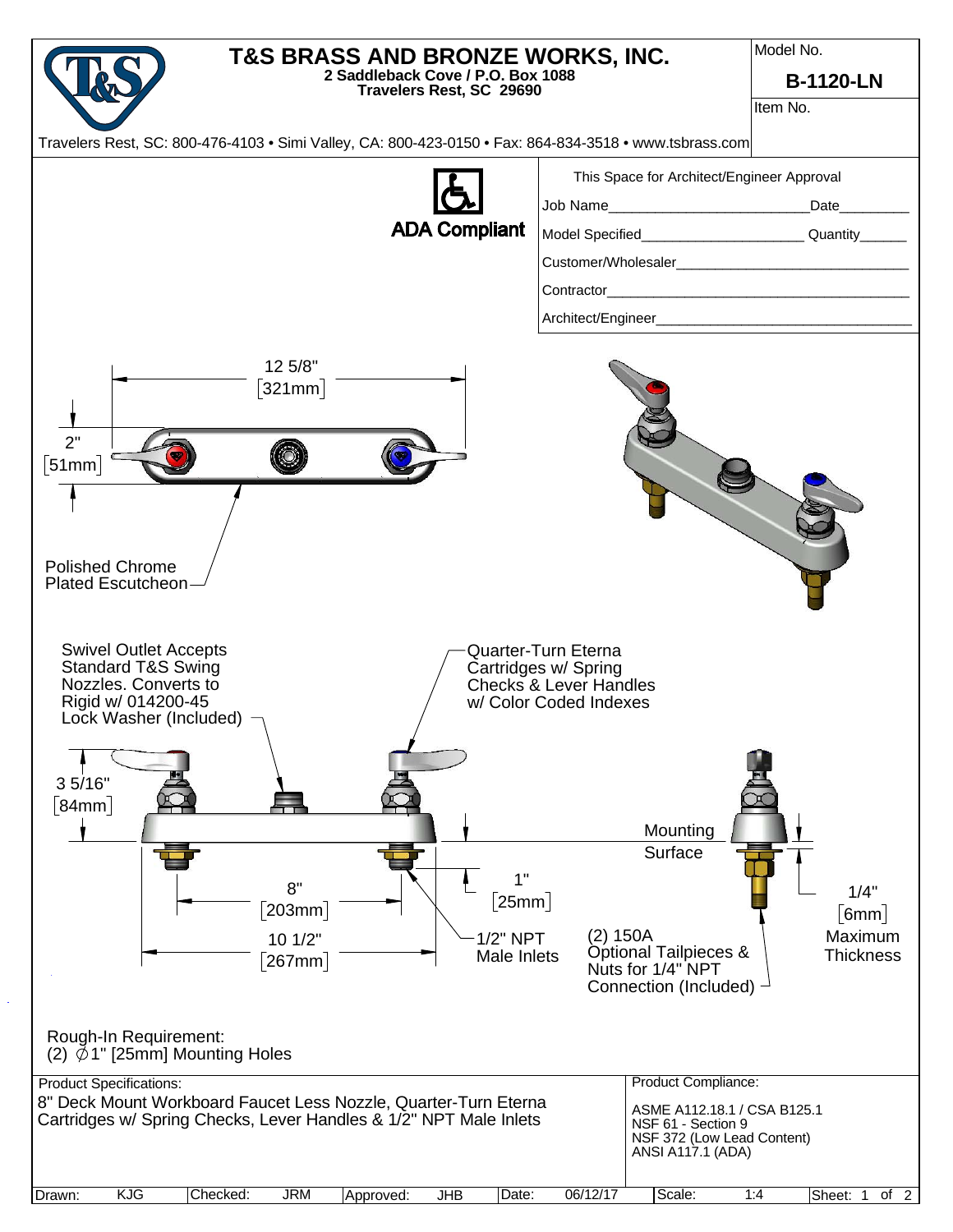# T&S BRASS AND BRONZE WORKS, INC.

**2 Saddleback Cove / P.O. Box 1088**
**Travelers Rest, SC 29690**

Model No. **B-1120-LN**

Item No.

Travelers Rest, SC: 800-476-4103 • Simi Valley, CA: 800-423-0150 • Fax: 864-834-3518 • www.tsbrass.com

**ADA Compliant**

This Space for Architect/Engineer Approval

Job Name\_\_\_\_\_\_\_\_\_\_\_\_\_\_\_\_\_\_\_\_\_\_\_\_Date\_\_\_\_\_\_\_\_

Model Specified\_\_\_\_\_\_\_\_\_\_\_\_\_\_\_\_\_\_\_\_ Quantity\_\_\_\_\_\_

Customer/Wholesaler\_\_\_\_\_\_\_\_\_\_\_\_\_\_\_\_\_\_\_\_\_\_\_\_\_\_\_\_\_\_

Contractor\_\_\_\_\_\_\_\_\_\_\_\_\_\_\_\_\_\_\_\_\_\_\_\_\_\_\_\_\_\_\_\_\_\_\_\_\_\_

Architect/Engineer\_\_\_\_\_\_\_\_\_\_\_\_\_\_\_\_\_\_\_\_\_\_\_\_\_\_\_\_\_\_\_\_\_

12 5/8" [321mm]

2" [51mm]

Polished Chrome Plated Escutcheon

Swivel Outlet Accepts Standard T&S Swing Nozzles. Converts to Rigid w/ 014200-45 Lock Washer (Included)

Quarter-Turn Eterna Cartridges w/ Spring Checks & Lever Handles w/ Color Coded Indexes

3 5/16" [84mm]

Mounting Surface

1" [25mm]

8" [203mm]

10 1/2" [267mm]

1/2" NPT Male Inlets

(2) 150A Optional Tailpieces & Nuts for 1/4" NPT Connection (Included)

1/4" [6mm] Maximum Thickness

Rough-In Requirement:
(2) Ø1" [25mm] Mounting Holes

Product Specifications:
8" Deck Mount Workboard Faucet Less Nozzle, Quarter-Turn Eterna Cartridges w/ Spring Checks, Lever Handles & 1/2" NPT Male Inlets

Product Compliance:
ASME A112.18.1 / CSA B125.1
NSF 61 - Section 9
NSF 372 (Low Lead Content)
ANSI A117.1 (ADA)

| Drawn: | KJG | Checked: | JRM | Approved: | JHB | Date: | 06/12/17 | Scale: | 1:4 |
|---|---|---|---|---|---|---|---|---|---|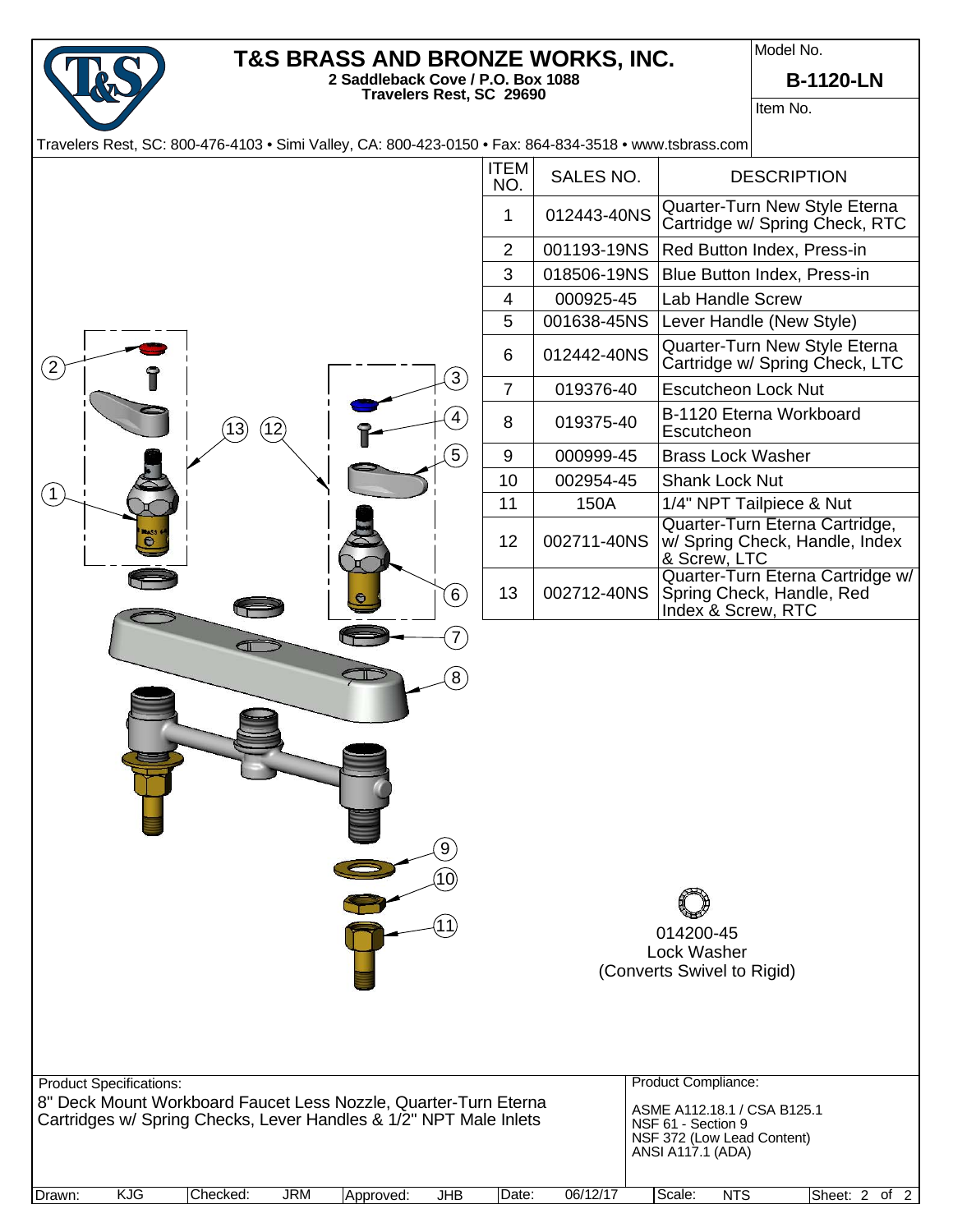# T&S BRASS AND BRONZE WORKS, INC.

**2 Saddleback Cove / P.O. Box 1088**
**Travelers Rest, SC 29690**

Model No. **B-1120-LN**

Item No.

Travelers Rest, SC: 800-476-4103 • Simi Valley, CA: 800-423-0150 • Fax: 864-834-3518 • www.tsbrass.com

| ITEM NO. | SALES NO. | DESCRIPTION |
|---|---|---|
| 1 | 012443-40NS | Quarter-Turn New Style Eterna Cartridge w/ Spring Check, RTC |
| 2 | 001193-19NS | Red Button Index, Press-in |
| 3 | 018506-19NS | Blue Button Index, Press-in |
| 4 | 000925-45 | Lab Handle Screw |
| 5 | 001638-45NS | Lever Handle (New Style) |
| 6 | 012442-40NS | Quarter-Turn New Style Eterna Cartridge w/ Spring Check, LTC |
| 7 | 019376-40 | Escutcheon Lock Nut |
| 8 | 019375-40 | B-1120 Eterna Workboard Escutcheon |
| 9 | 000999-45 | Brass Lock Washer |
| 10 | 002954-45 | Shank Lock Nut |
| 11 | 150A | 1/4" NPT Tailpiece & Nut |
| 12 | 002711-40NS | Quarter-Turn Eterna Cartridge, w/ Spring Check, Handle, Index & Screw, LTC |
| 13 | 002712-40NS | Quarter-Turn Eterna Cartridge w/ Spring Check, Handle, Red Index & Screw, RTC |

014200-45
Lock Washer
(Converts Swivel to Rigid)

Product Specifications:
8" Deck Mount Workboard Faucet Less Nozzle, Quarter-Turn Eterna Cartridges w/ Spring Checks, Lever Handles & 1/2" NPT Male Inlets

Product Compliance:
ASME A112.18.1 / CSA B125.1
NSF 61 - Section 9
NSF 372 (Low Lead Content)
ANSI A117.1 (ADA)

| Drawn: | KJG | Checked: | JRM | Approved: | JHB | Date: | 06/12/17 | Scale: | NTS | Sheet: 2 of 2 |
|---|---|---|---|---|---|---|---|---|---|---|